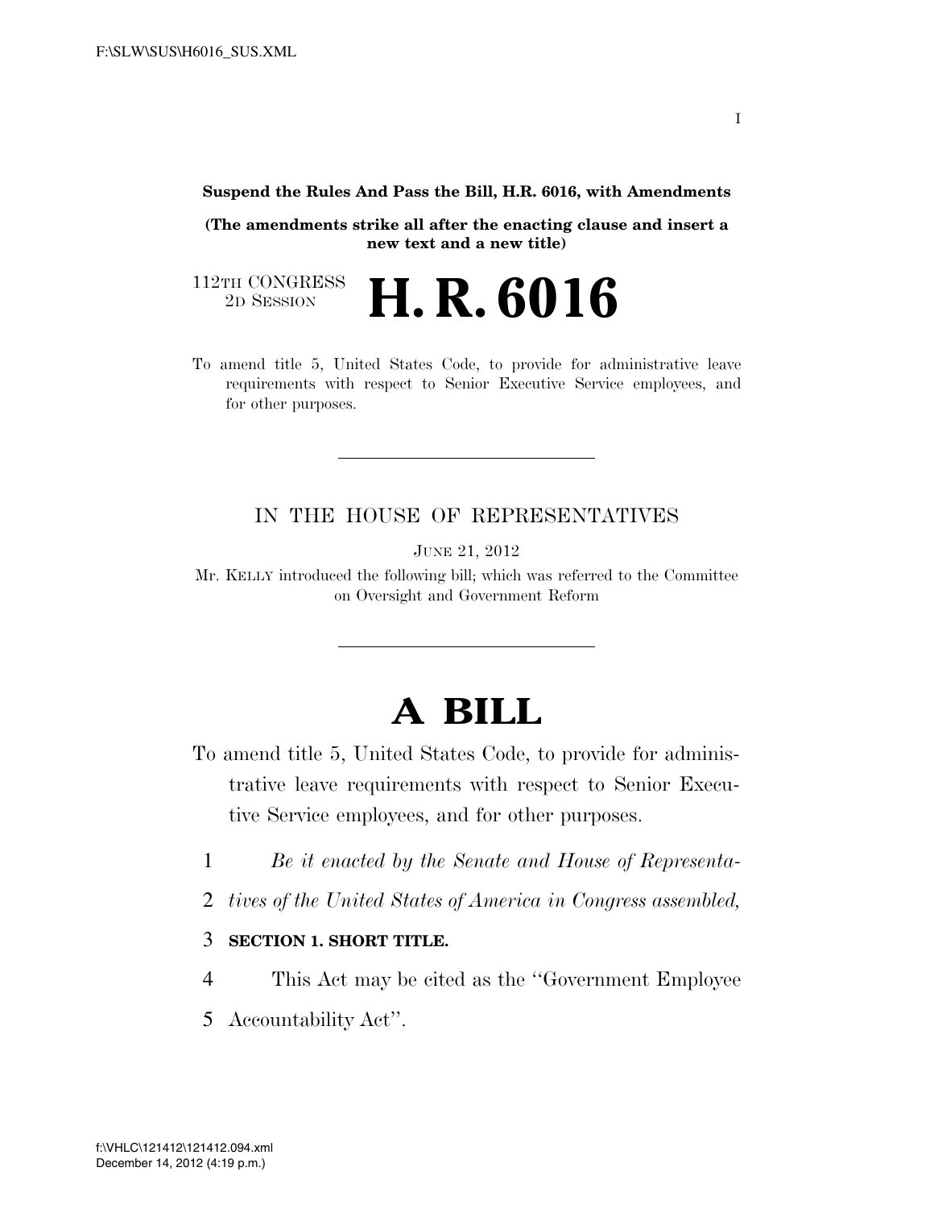**Suspend the Rules And Pass the Bill, H.R. 6016, with Amendments**

**(The amendments strike all after the enacting clause and insert a new text and a new title)**

112TH CONGRESS
2D SESSION

# H. R. 6016

To amend title 5, United States Code, to provide for administrative leave requirements with respect to Senior Executive Service employees, and for other purposes.

---

IN THE HOUSE OF REPRESENTATIVES

JUNE 21, 2012

Mr. KELLY introduced the following bill; which was referred to the Committee on Oversight and Government Reform

---

# A BILL

To amend title 5, United States Code, to provide for administrative leave requirements with respect to Senior Executive Service employees, and for other purposes.

1 *Be it enacted by the Senate and House of Representa-*
2 *tives of the United States of America in Congress assembled,*

3 **SECTION 1. SHORT TITLE.**

4 This Act may be cited as the ''Government Employee
5 Accountability Act''.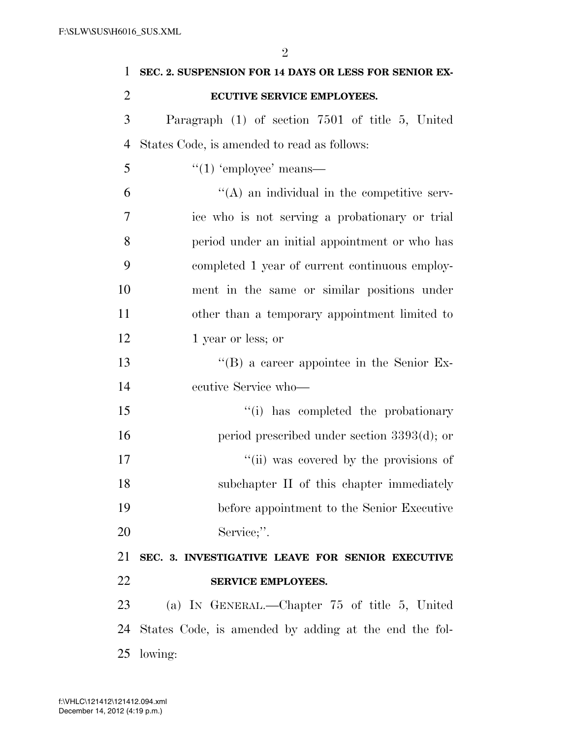**SEC. 2. SUSPENSION FOR 14 DAYS OR LESS FOR SENIOR EXECUTIVE SERVICE EMPLOYEES.**

Paragraph (1) of section 7501 of title 5, United States Code, is amended to read as follows:

"(1) 'employee' means—

"(A) an individual in the competitive service who is not serving a probationary or trial period under an initial appointment or who has completed 1 year of current continuous employment in the same or similar positions under other than a temporary appointment limited to 1 year or less; or

"(B) a career appointee in the Senior Executive Service who—

"(i) has completed the probationary period prescribed under section 3393(d); or

"(ii) was covered by the provisions of subchapter II of this chapter immediately before appointment to the Senior Executive Service;".

**SEC. 3. INVESTIGATIVE LEAVE FOR SENIOR EXECUTIVE SERVICE EMPLOYEES.**

(a) IN GENERAL.—Chapter 75 of title 5, United States Code, is amended by adding at the end the following: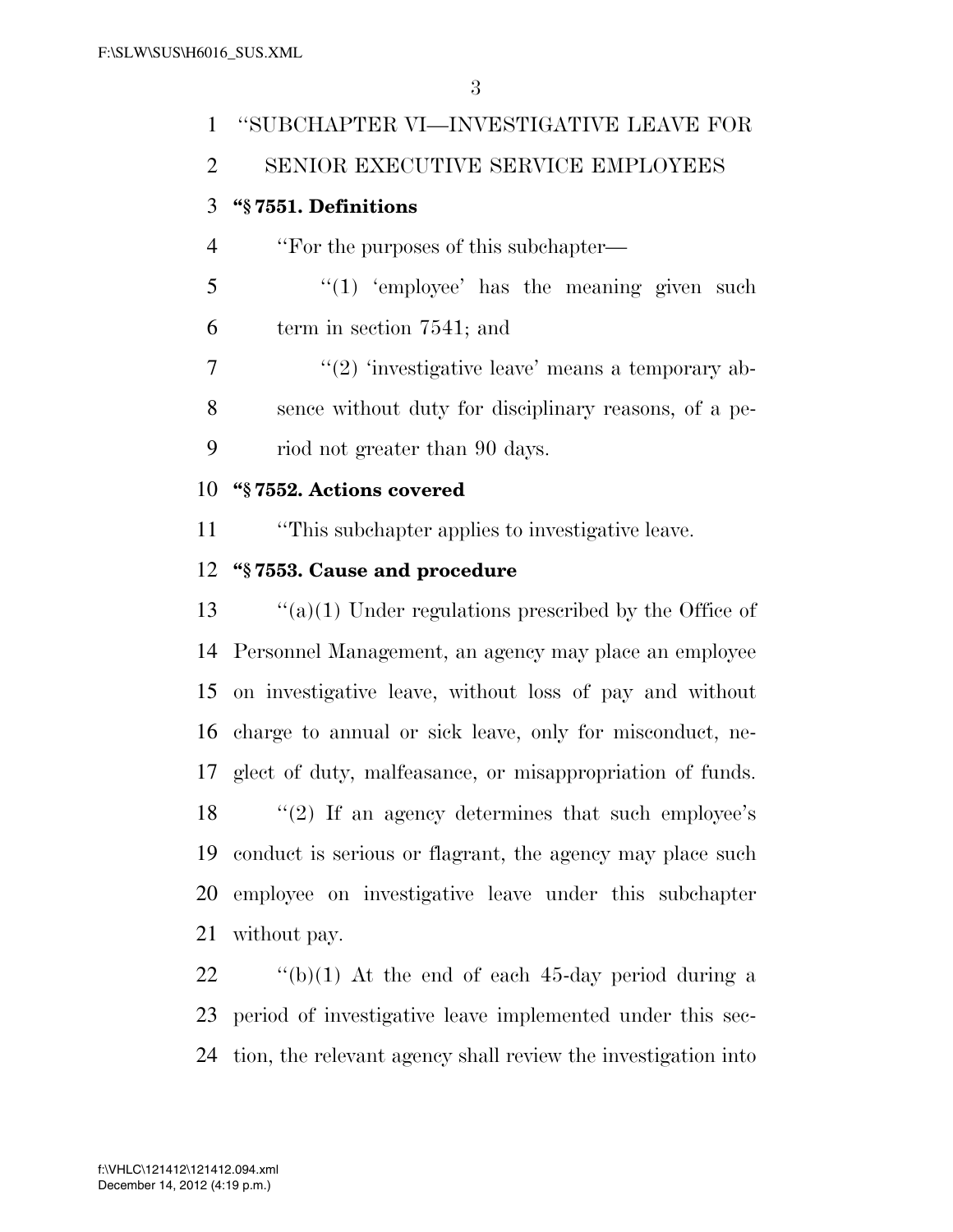"SUBCHAPTER VI—INVESTIGATIVE LEAVE FOR SENIOR EXECUTIVE SERVICE EMPLOYEES

**"§ 7551. Definitions**

"For the purposes of this subchapter—

"(1) 'employee' has the meaning given such term in section 7541; and

"(2) 'investigative leave' means a temporary absence without duty for disciplinary reasons, of a period not greater than 90 days.

**"§ 7552. Actions covered**

"This subchapter applies to investigative leave.

**"§ 7553. Cause and procedure**

"(a)(1) Under regulations prescribed by the Office of Personnel Management, an agency may place an employee on investigative leave, without loss of pay and without charge to annual or sick leave, only for misconduct, neglect of duty, malfeasance, or misappropriation of funds.

"(2) If an agency determines that such employee's conduct is serious or flagrant, the agency may place such employee on investigative leave under this subchapter without pay.

"(b)(1) At the end of each 45-day period during a period of investigative leave implemented under this section, the relevant agency shall review the investigation into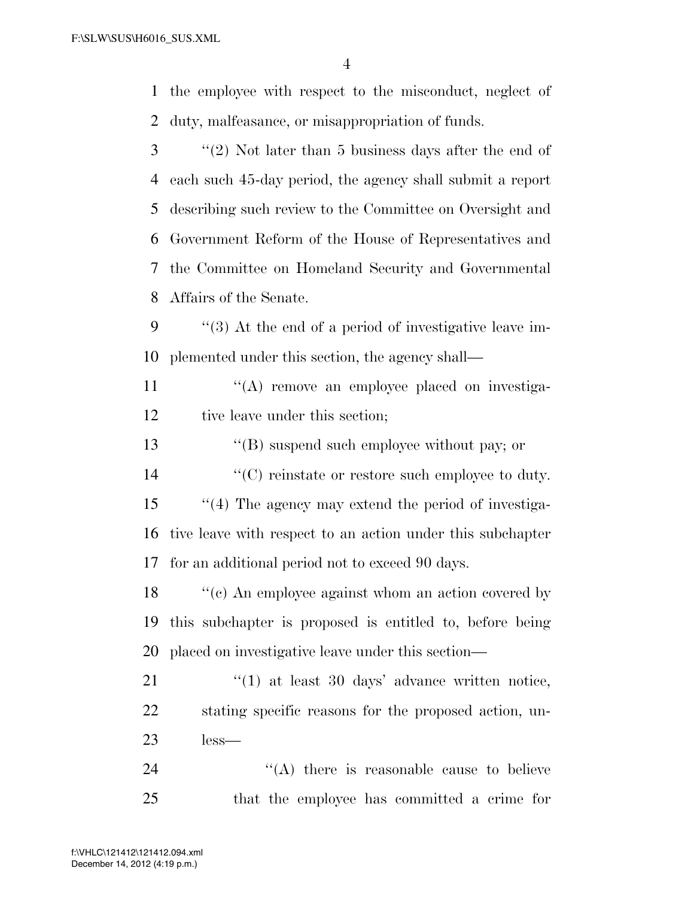the employee with respect to the misconduct, neglect of duty, malfeasance, or misappropriation of funds.

''(2) Not later than 5 business days after the end of each such 45-day period, the agency shall submit a report describing such review to the Committee on Oversight and Government Reform of the House of Representatives and the Committee on Homeland Security and Governmental Affairs of the Senate.

''(3) At the end of a period of investigative leave implemented under this section, the agency shall—

''(A) remove an employee placed on investigative leave under this section;

''(B) suspend such employee without pay; or

''(C) reinstate or restore such employee to duty.

''(4) The agency may extend the period of investigative leave with respect to an action under this subchapter for an additional period not to exceed 90 days.

''(c) An employee against whom an action covered by this subchapter is proposed is entitled to, before being placed on investigative leave under this section—

''(1) at least 30 days' advance written notice, stating specific reasons for the proposed action, unless—

''(A) there is reasonable cause to believe that the employee has committed a crime for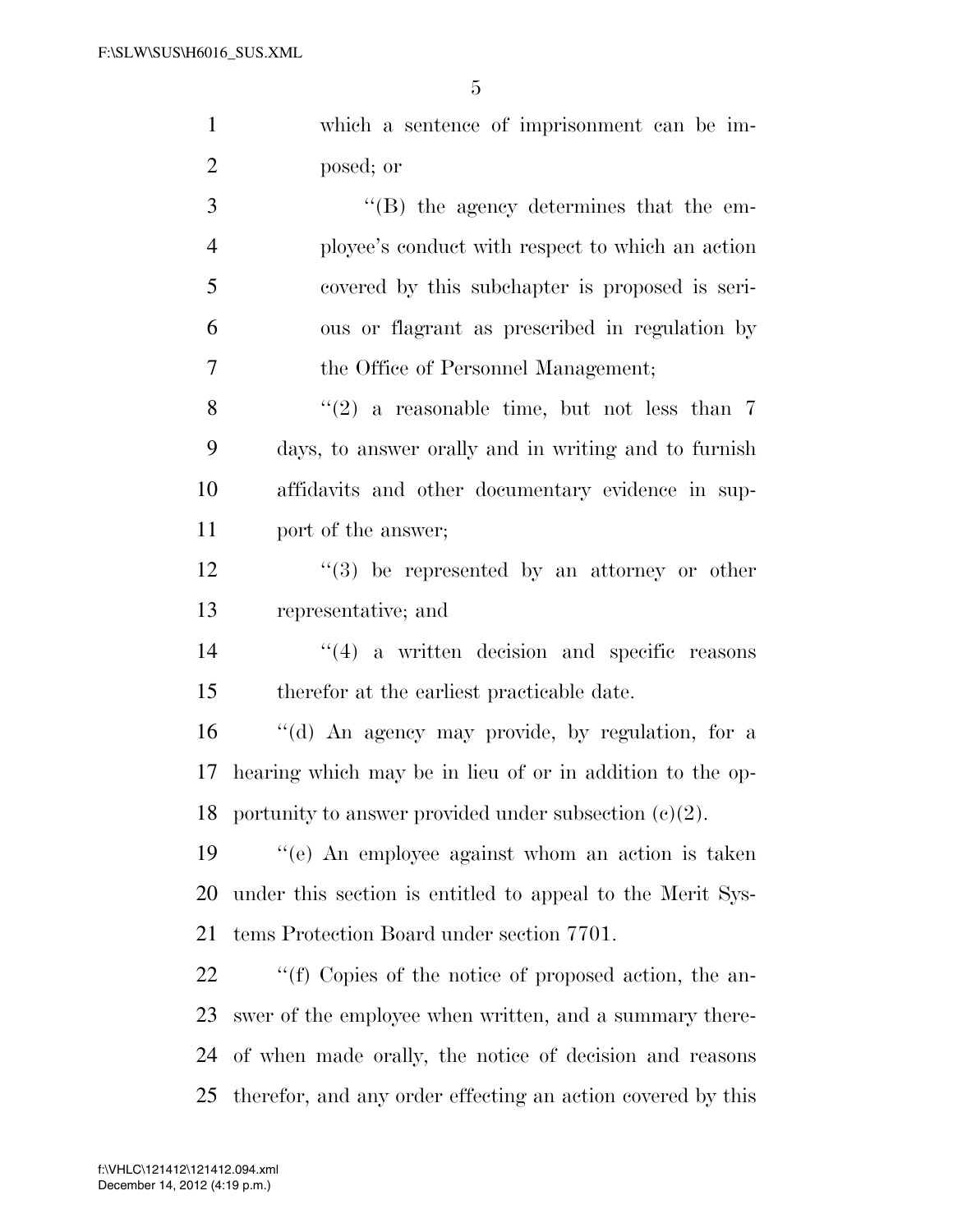which a sentence of imprisonment can be imposed; or

''(B) the agency determines that the employee's conduct with respect to which an action covered by this subchapter is proposed is serious or flagrant as prescribed in regulation by the Office of Personnel Management;

''(2) a reasonable time, but not less than 7 days, to answer orally and in writing and to furnish affidavits and other documentary evidence in support of the answer;

''(3) be represented by an attorney or other representative; and

''(4) a written decision and specific reasons therefor at the earliest practicable date.

''(d) An agency may provide, by regulation, for a hearing which may be in lieu of or in addition to the opportunity to answer provided under subsection (c)(2).

''(e) An employee against whom an action is taken under this section is entitled to appeal to the Merit Systems Protection Board under section 7701.

''(f) Copies of the notice of proposed action, the answer of the employee when written, and a summary thereof when made orally, the notice of decision and reasons therefor, and any order effecting an action covered by this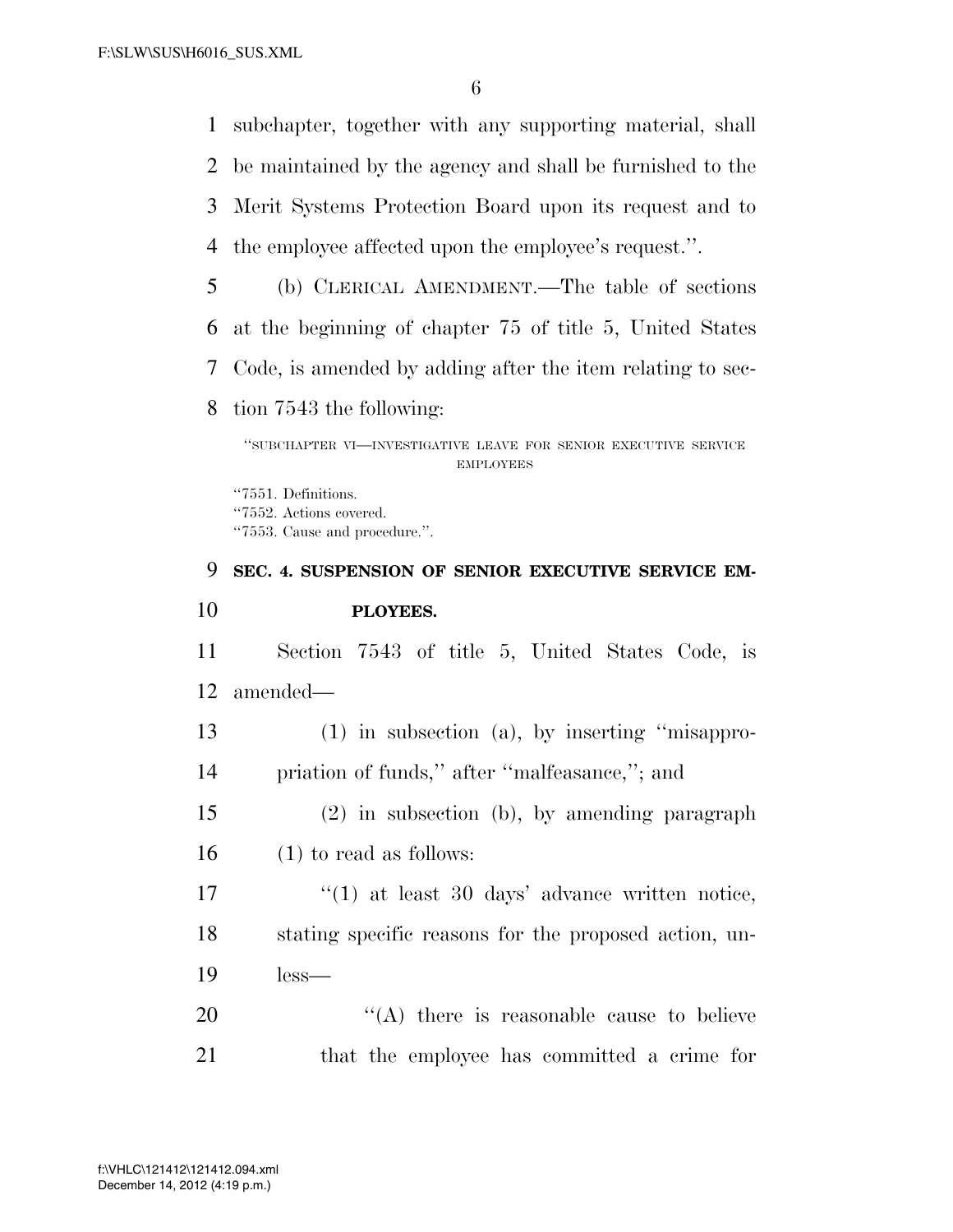subchapter, together with any supporting material, shall be maintained by the agency and shall be furnished to the Merit Systems Protection Board upon its request and to the employee affected upon the employee's request.''.

(b) CLERICAL AMENDMENT.—The table of sections at the beginning of chapter 75 of title 5, United States Code, is amended by adding after the item relating to section 7543 the following:

''SUBCHAPTER VI—INVESTIGATIVE LEAVE FOR SENIOR EXECUTIVE SERVICE EMPLOYEES

''7551. Definitions.
''7552. Actions covered.
''7553. Cause and procedure.''.

**SEC. 4. SUSPENSION OF SENIOR EXECUTIVE SERVICE EMPLOYEES.**

Section 7543 of title 5, United States Code, is amended—

(1) in subsection (a), by inserting ''misappropriation of funds,'' after ''malfeasance,''; and

(2) in subsection (b), by amending paragraph (1) to read as follows:

''(1) at least 30 days' advance written notice, stating specific reasons for the proposed action, unless—

''(A) there is reasonable cause to believe that the employee has committed a crime for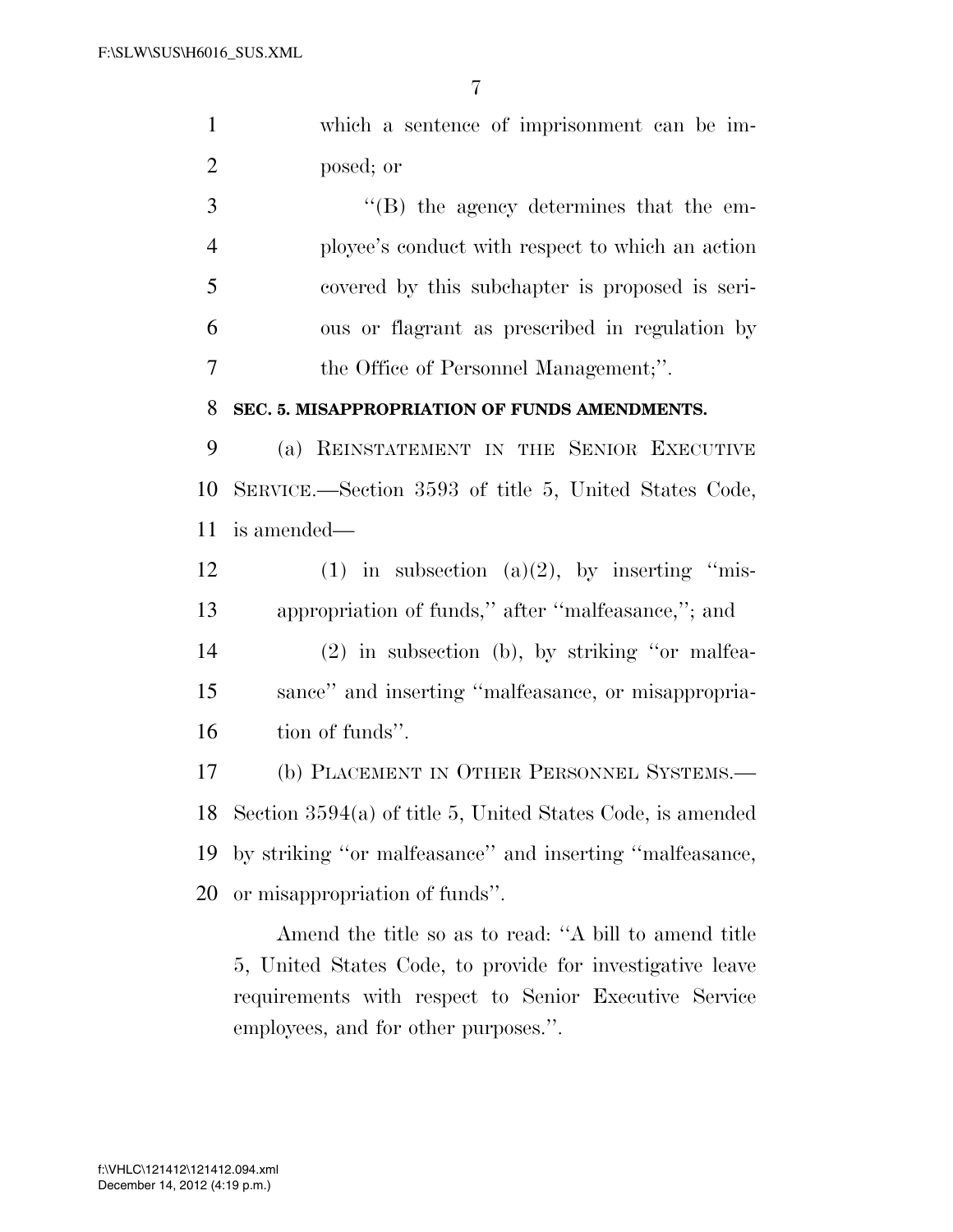which a sentence of imprisonment can be imposed; or

"(B) the agency determines that the employee's conduct with respect to which an action covered by this subchapter is proposed is serious or flagrant as prescribed in regulation by the Office of Personnel Management;".

**SEC. 5. MISAPPROPRIATION OF FUNDS AMENDMENTS.**

(a) REINSTATEMENT IN THE SENIOR EXECUTIVE SERVICE.—Section 3593 of title 5, United States Code, is amended—

(1) in subsection (a)(2), by inserting "misappropriation of funds," after "malfeasance,"; and

(2) in subsection (b), by striking "or malfeasance" and inserting "malfeasance, or misappropriation of funds".

(b) PLACEMENT IN OTHER PERSONNEL SYSTEMS.—Section 3594(a) of title 5, United States Code, is amended by striking "or malfeasance" and inserting "malfeasance, or misappropriation of funds".

Amend the title so as to read: "A bill to amend title 5, United States Code, to provide for investigative leave requirements with respect to Senior Executive Service employees, and for other purposes.".